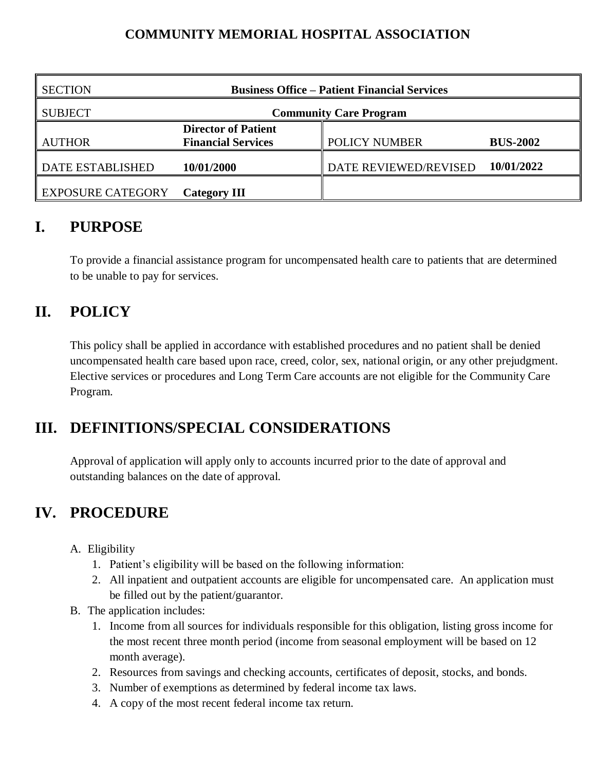# COMMUNITY MEMORIAL HOSPITAL ASSOCIATION

| SECTION | Business Office – Patient Financial Services | | |
|---|---|---|---|
| SUBJECT | Community Care Program | | |
| AUTHOR | Director of Patient Financial Services | POLICY NUMBER | BUS-2002 |
| DATE ESTABLISHED | 10/01/2000 | DATE REVIEWED/REVISED | 10/01/2022 |
| EXPOSURE CATEGORY | Category III | | |

## I. PURPOSE

To provide a financial assistance program for uncompensated health care to patients that are determined to be unable to pay for services.

## II. POLICY

This policy shall be applied in accordance with established procedures and no patient shall be denied uncompensated health care based upon race, creed, color, sex, national origin, or any other prejudgment. Elective services or procedures and Long Term Care accounts are not eligible for the Community Care Program.

## III. DEFINITIONS/SPECIAL CONSIDERATIONS

Approval of application will apply only to accounts incurred prior to the date of approval and outstanding balances on the date of approval.

## IV. PROCEDURE

A. Eligibility
   1. Patient's eligibility will be based on the following information:
   2. All inpatient and outpatient accounts are eligible for uncompensated care. An application must be filled out by the patient/guarantor.

B. The application includes:
   1. Income from all sources for individuals responsible for this obligation, listing gross income for the most recent three month period (income from seasonal employment will be based on 12 month average).
   2. Resources from savings and checking accounts, certificates of deposit, stocks, and bonds.
   3. Number of exemptions as determined by federal income tax laws.
   4. A copy of the most recent federal income tax return.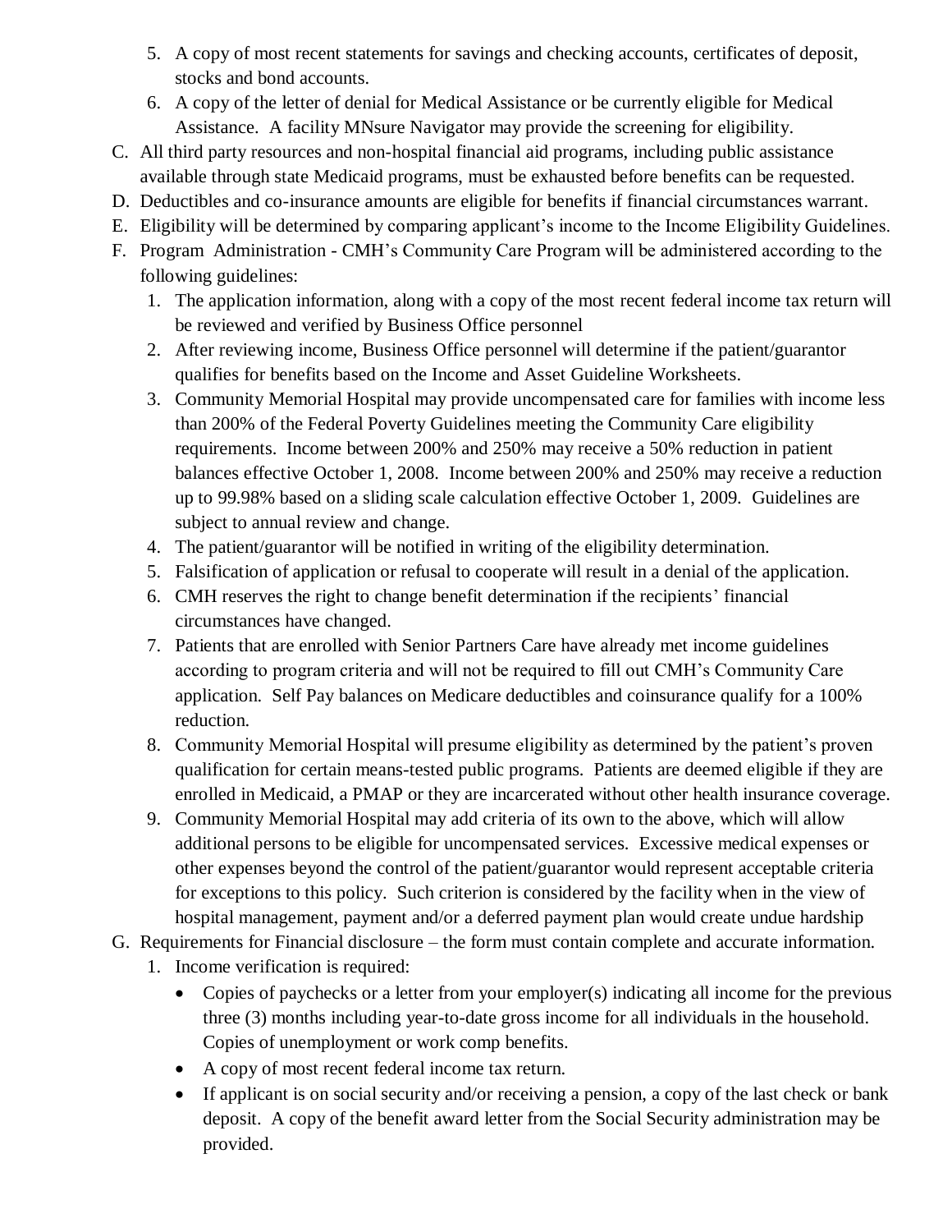5. A copy of most recent statements for savings and checking accounts, certificates of deposit, stocks and bond accounts.
6. A copy of the letter of denial for Medical Assistance or be currently eligible for Medical Assistance. A facility MNsure Navigator may provide the screening for eligibility.

C. All third party resources and non-hospital financial aid programs, including public assistance available through state Medicaid programs, must be exhausted before benefits can be requested.

D. Deductibles and co-insurance amounts are eligible for benefits if financial circumstances warrant.

E. Eligibility will be determined by comparing applicant's income to the Income Eligibility Guidelines.

F. Program Administration - CMH's Community Care Program will be administered according to the following guidelines:

1. The application information, along with a copy of the most recent federal income tax return will be reviewed and verified by Business Office personnel
2. After reviewing income, Business Office personnel will determine if the patient/guarantor qualifies for benefits based on the Income and Asset Guideline Worksheets.
3. Community Memorial Hospital may provide uncompensated care for families with income less than 200% of the Federal Poverty Guidelines meeting the Community Care eligibility requirements. Income between 200% and 250% may receive a 50% reduction in patient balances effective October 1, 2008. Income between 200% and 250% may receive a reduction up to 99.98% based on a sliding scale calculation effective October 1, 2009. Guidelines are subject to annual review and change.
4. The patient/guarantor will be notified in writing of the eligibility determination.
5. Falsification of application or refusal to cooperate will result in a denial of the application.
6. CMH reserves the right to change benefit determination if the recipients' financial circumstances have changed.
7. Patients that are enrolled with Senior Partners Care have already met income guidelines according to program criteria and will not be required to fill out CMH's Community Care application. Self Pay balances on Medicare deductibles and coinsurance qualify for a 100% reduction.
8. Community Memorial Hospital will presume eligibility as determined by the patient's proven qualification for certain means-tested public programs. Patients are deemed eligible if they are enrolled in Medicaid, a PMAP or they are incarcerated without other health insurance coverage.
9. Community Memorial Hospital may add criteria of its own to the above, which will allow additional persons to be eligible for uncompensated services. Excessive medical expenses or other expenses beyond the control of the patient/guarantor would represent acceptable criteria for exceptions to this policy. Such criterion is considered by the facility when in the view of hospital management, payment and/or a deferred payment plan would create undue hardship

G. Requirements for Financial disclosure – the form must contain complete and accurate information.

1. Income verification is required:
   - Copies of paychecks or a letter from your employer(s) indicating all income for the previous three (3) months including year-to-date gross income for all individuals in the household. Copies of unemployment or work comp benefits.
   - A copy of most recent federal income tax return.
   - If applicant is on social security and/or receiving a pension, a copy of the last check or bank deposit. A copy of the benefit award letter from the Social Security administration may be provided.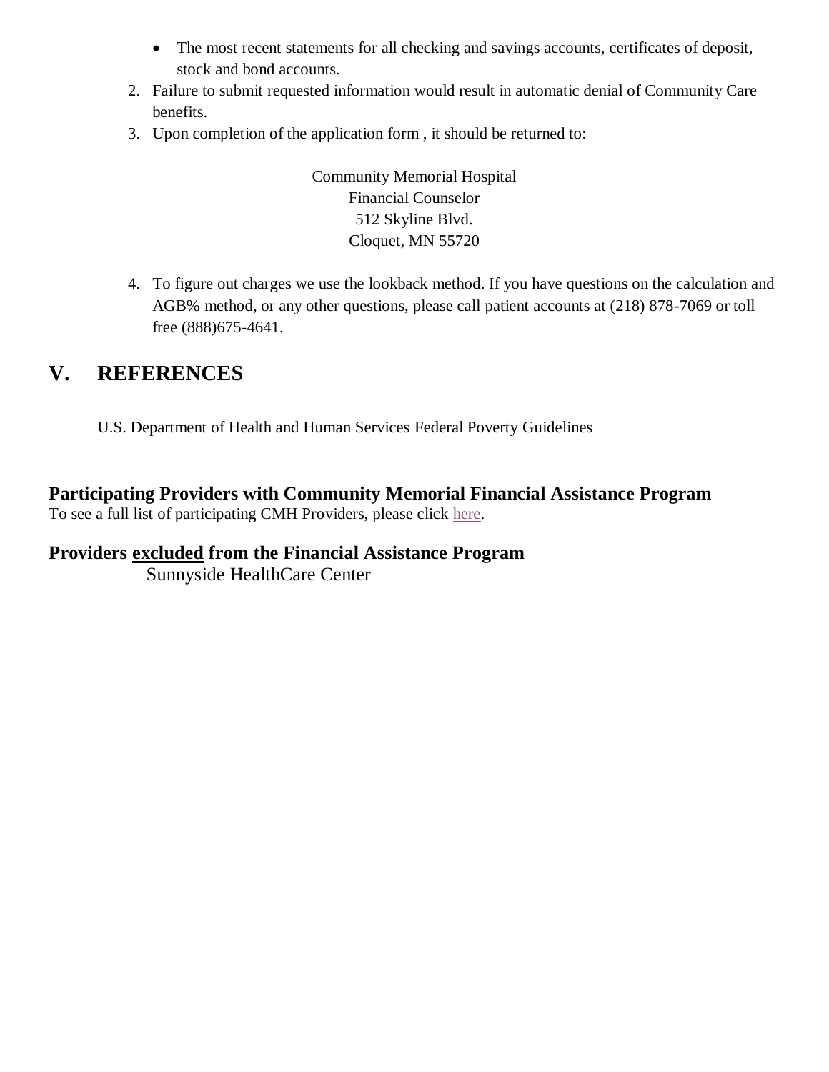- The most recent statements for all checking and savings accounts, certificates of deposit, stock and bond accounts.

2. Failure to submit requested information would result in automatic denial of Community Care benefits.
3. Upon completion of the application form , it should be returned to:

   Community Memorial Hospital
   Financial Counselor
   512 Skyline Blvd.
   Cloquet, MN 55720

4. To figure out charges we use the lookback method. If you have questions on the calculation and AGB% method, or any other questions, please call patient accounts at (218) 878-7069 or toll free (888)675-4641.

## V. REFERENCES

U.S. Department of Health and Human Services Federal Poverty Guidelines

**Participating Providers with Community Memorial Financial Assistance Program**

To see a full list of participating CMH Providers, please click here.

**Providers excluded from the Financial Assistance Program**

Sunnyside HealthCare Center